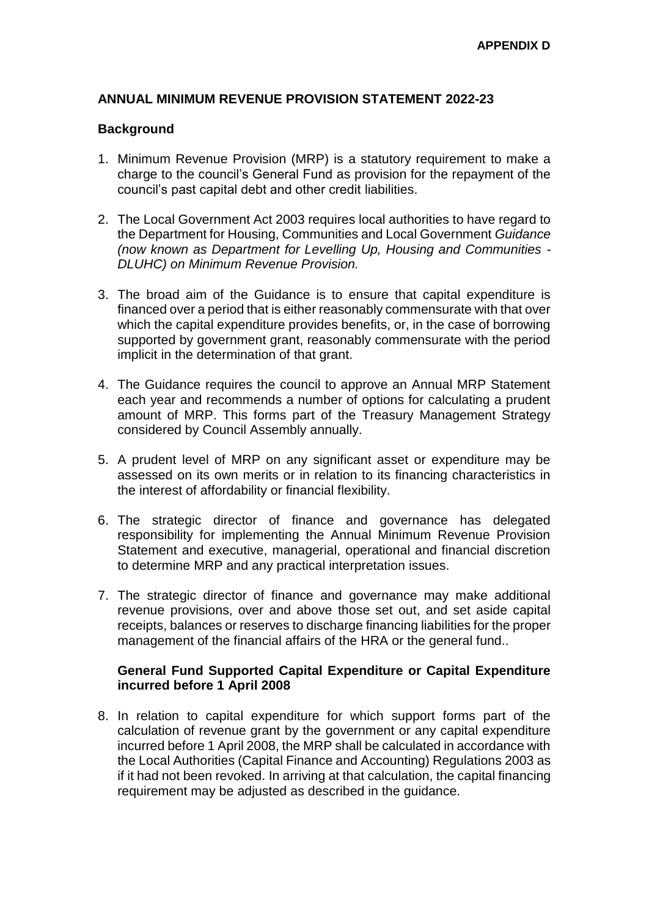**APPENDIX D**

## ANNUAL MINIMUM REVENUE PROVISION STATEMENT 2022-23

### Background

1. Minimum Revenue Provision (MRP) is a statutory requirement to make a charge to the council's General Fund as provision for the repayment of the council's past capital debt and other credit liabilities.

2. The Local Government Act 2003 requires local authorities to have regard to the Department for Housing, Communities and Local Government *Guidance (now known as Department for Levelling Up, Housing and Communities - DLUHC) on Minimum Revenue Provision.*

3. The broad aim of the Guidance is to ensure that capital expenditure is financed over a period that is either reasonably commensurate with that over which the capital expenditure provides benefits, or, in the case of borrowing supported by government grant, reasonably commensurate with the period implicit in the determination of that grant.

4. The Guidance requires the council to approve an Annual MRP Statement each year and recommends a number of options for calculating a prudent amount of MRP. This forms part of the Treasury Management Strategy considered by Council Assembly annually.

5. A prudent level of MRP on any significant asset or expenditure may be assessed on its own merits or in relation to its financing characteristics in the interest of affordability or financial flexibility.

6. The strategic director of finance and governance has delegated responsibility for implementing the Annual Minimum Revenue Provision Statement and executive, managerial, operational and financial discretion to determine MRP and any practical interpretation issues.

7. The strategic director of finance and governance may make additional revenue provisions, over and above those set out, and set aside capital receipts, balances or reserves to discharge financing liabilities for the proper management of the financial affairs of the HRA or the general fund..

### General Fund Supported Capital Expenditure or Capital Expenditure incurred before 1 April 2008

8. In relation to capital expenditure for which support forms part of the calculation of revenue grant by the government or any capital expenditure incurred before 1 April 2008, the MRP shall be calculated in accordance with the Local Authorities (Capital Finance and Accounting) Regulations 2003 as if it had not been revoked. In arriving at that calculation, the capital financing requirement may be adjusted as described in the guidance.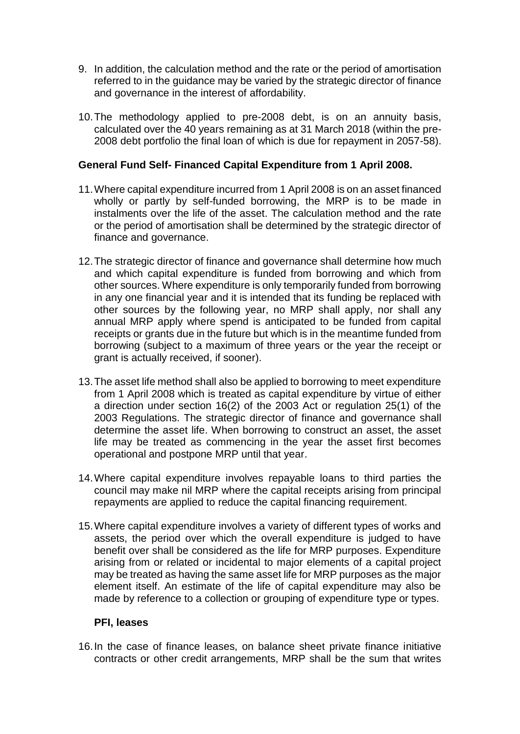9. In addition, the calculation method and the rate or the period of amortisation referred to in the guidance may be varied by the strategic director of finance and governance in the interest of affordability.

10. The methodology applied to pre-2008 debt, is on an annuity basis, calculated over the 40 years remaining as at 31 March 2018 (within the pre-2008 debt portfolio the final loan of which is due for repayment in 2057-58).

**General Fund Self- Financed Capital Expenditure from 1 April 2008.**

11. Where capital expenditure incurred from 1 April 2008 is on an asset financed wholly or partly by self-funded borrowing, the MRP is to be made in instalments over the life of the asset. The calculation method and the rate or the period of amortisation shall be determined by the strategic director of finance and governance.

12. The strategic director of finance and governance shall determine how much and which capital expenditure is funded from borrowing and which from other sources. Where expenditure is only temporarily funded from borrowing in any one financial year and it is intended that its funding be replaced with other sources by the following year, no MRP shall apply, nor shall any annual MRP apply where spend is anticipated to be funded from capital receipts or grants due in the future but which is in the meantime funded from borrowing (subject to a maximum of three years or the year the receipt or grant is actually received, if sooner).

13. The asset life method shall also be applied to borrowing to meet expenditure from 1 April 2008 which is treated as capital expenditure by virtue of either a direction under section 16(2) of the 2003 Act or regulation 25(1) of the 2003 Regulations. The strategic director of finance and governance shall determine the asset life. When borrowing to construct an asset, the asset life may be treated as commencing in the year the asset first becomes operational and postpone MRP until that year.

14. Where capital expenditure involves repayable loans to third parties the council may make nil MRP where the capital receipts arising from principal repayments are applied to reduce the capital financing requirement.

15. Where capital expenditure involves a variety of different types of works and assets, the period over which the overall expenditure is judged to have benefit over shall be considered as the life for MRP purposes. Expenditure arising from or related or incidental to major elements of a capital project may be treated as having the same asset life for MRP purposes as the major element itself. An estimate of the life of capital expenditure may also be made by reference to a collection or grouping of expenditure type or types.

**PFI, leases**

16. In the case of finance leases, on balance sheet private finance initiative contracts or other credit arrangements, MRP shall be the sum that writes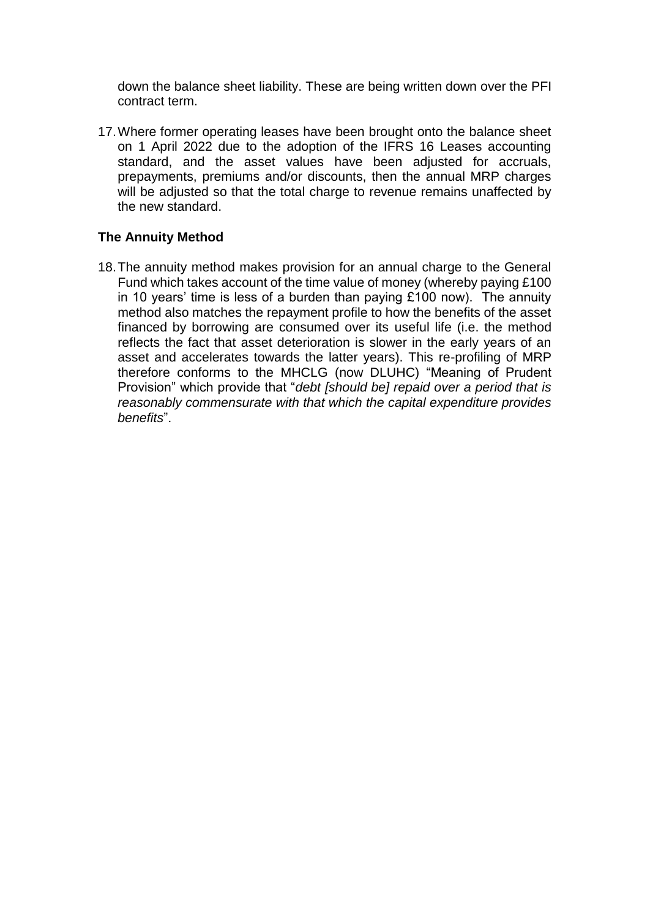down the balance sheet liability. These are being written down over the PFI contract term.

17. Where former operating leases have been brought onto the balance sheet on 1 April 2022 due to the adoption of the IFRS 16 Leases accounting standard, and the asset values have been adjusted for accruals, prepayments, premiums and/or discounts, then the annual MRP charges will be adjusted so that the total charge to revenue remains unaffected by the new standard.

**The Annuity Method**

18. The annuity method makes provision for an annual charge to the General Fund which takes account of the time value of money (whereby paying £100 in 10 years' time is less of a burden than paying £100 now). The annuity method also matches the repayment profile to how the benefits of the asset financed by borrowing are consumed over its useful life (i.e. the method reflects the fact that asset deterioration is slower in the early years of an asset and accelerates towards the latter years). This re-profiling of MRP therefore conforms to the MHCLG (now DLUHC) "Meaning of Prudent Provision" which provide that "*debt [should be] repaid over a period that is reasonably commensurate with that which the capital expenditure provides benefits*".